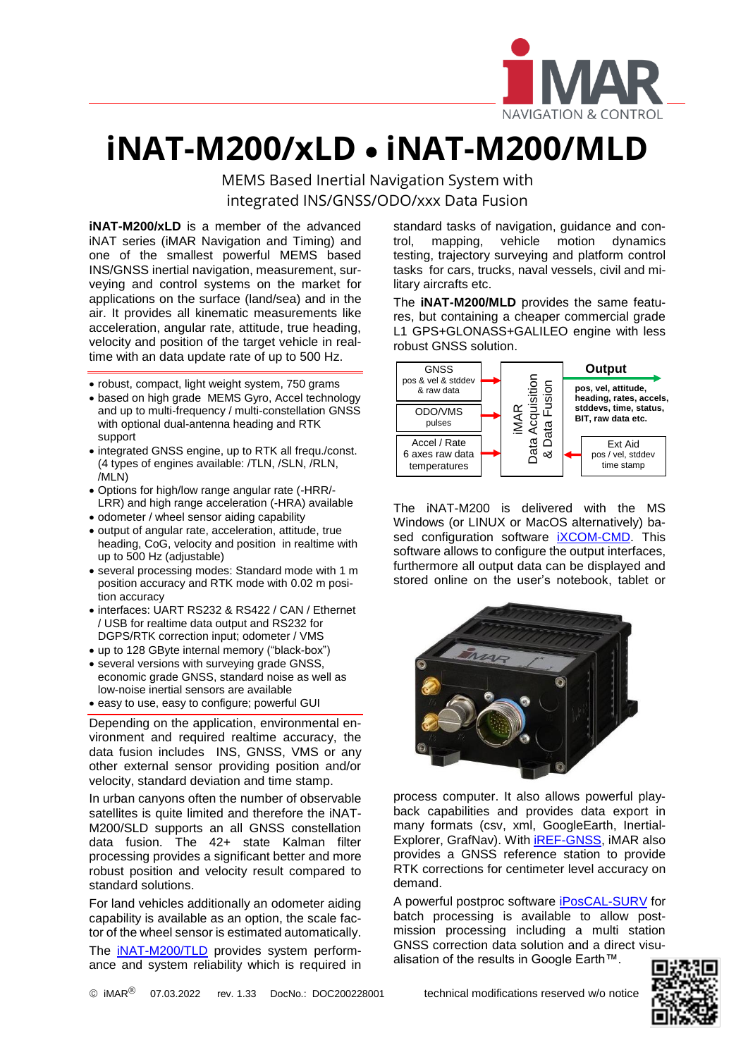# iNAT-M200/xLD • iNAT-M200/MLD

MEMS Based Inertial Navigation System with integrated INS/GNSS/ODO/xxx Data Fusion

**iNAT-M200/xLD** is a member of the advanced iNAT series (iMAR Navigation and Timing) and one of the smallest powerful MEMS based INS/GNSS inertial navigation, measurement, surveying and control systems on the market for applications on the surface (land/sea) and in the air. It provides all kinematic measurements like acceleration, angular rate, attitude, true heading, velocity and position of the target vehicle in real-time with an data update rate of up to 500 Hz.

- robust, compact, light weight system, 750 grams
- based on high grade MEMS Gyro, Accel technology and up to multi-frequency / multi-constellation GNSS with optional dual-antenna heading and RTK support
- integrated GNSS engine, up to RTK all frequ./const. (4 types of engines available: /TLN, /SLN, /RLN, /MLN)
- Options for high/low range angular rate (-HRR/-LRR) and high range acceleration (-HRA) available
- odometer / wheel sensor aiding capability
- output of angular rate, acceleration, attitude, true heading, CoG, velocity and position in realtime with up to 500 Hz (adjustable)
- several processing modes: Standard mode with 1 m position accuracy and RTK mode with 0.02 m position accuracy
- interfaces: UART RS232 & RS422 / CAN / Ethernet / USB for realtime data output and RS232 for DGPS/RTK correction input; odometer / VMS
- up to 128 GByte internal memory ("black-box")
- several versions with surveying grade GNSS, economic grade GNSS, standard noise as well as low-noise inertial sensors are available
- easy to use, easy to configure; powerful GUI

Depending on the application, environmental environment and required realtime accuracy, the data fusion includes INS, GNSS, VMS or any other external sensor providing position and/or velocity, standard deviation and time stamp.

In urban canyons often the number of observable satellites is quite limited and therefore the iNAT-M200/SLD supports an all GNSS constellation data fusion. The 42+ state Kalman filter processing provides a significant better and more robust position and velocity result compared to standard solutions.

For land vehicles additionally an odometer aiding capability is available as an option, the scale factor of the wheel sensor is estimated automatically.

The iNAT-M200/TLD provides system performance and system reliability which is required in standard tasks of navigation, guidance and control, mapping, vehicle motion dynamics testing, trajectory surveying and platform control tasks for cars, trucks, naval vessels, civil and military aircrafts etc.

The **iNAT-M200/MLD** provides the same features, but containing a cheaper commercial grade L1 GPS+GLONASS+GALILEO engine with less robust GNSS solution.

GNSS: pos & vel & stddev & raw data
ODO/VMS: pulses
Accel / Rate: 6 axes raw data, temperatures
iMAR Data Acquisition & Data Fusion
Ext Aid: pos / vel, stddev, time stamp
**Output**: **pos, vel, attitude, heading, rates, accels, stddevs, time, status, BIT, raw data etc.**

The iNAT-M200 is delivered with the MS Windows (or LINUX or MacOS alternatively) based configuration software iXCOM-CMD. This software allows to configure the output interfaces, furthermore all output data can be displayed and stored online on the user's notebook, tablet or process computer. It also allows powerful playback capabilities and provides data export in many formats (csv, xml, GoogleEarth, InertialExplorer, GrafNav). With iREF-GNSS, iMAR also provides a GNSS reference station to provide RTK corrections for centimeter level accuracy on demand.

A powerful postproc software iPosCAL-SURV for batch processing is available to allow post-mission processing including a multi station GNSS correction data solution and a direct visualisation of the results in Google Earth™.

© iMAR® 07.03.2022 rev. 1.33 DocNo.: DOC200228001 technical modifications reserved w/o notice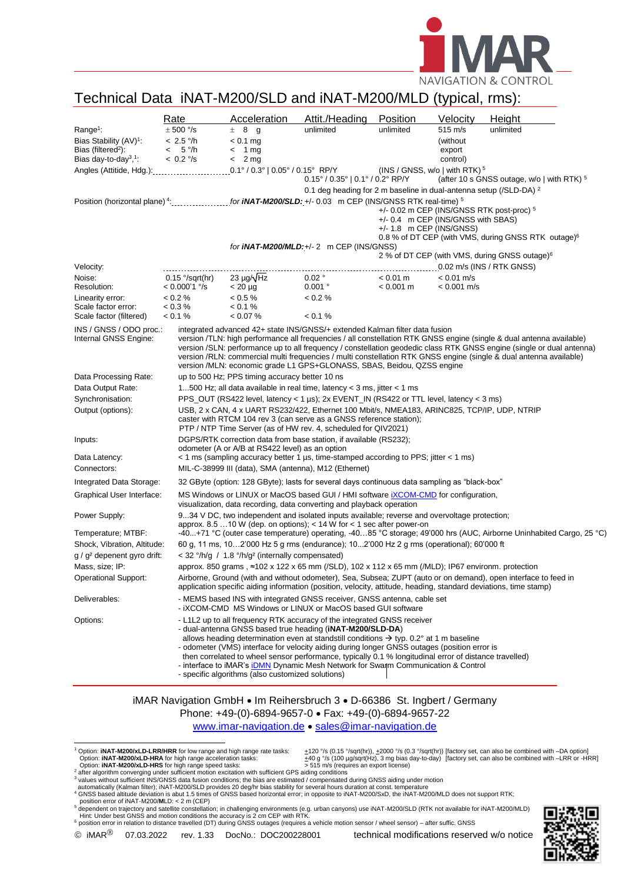# Technical Data iNAT-M200/SLD and iNAT-M200/MLD (typical, rms):

| | Rate | Acceleration | Attit./Heading | Position | Velocity | Height |
|---|---|---|---|---|---|---|
| Range[1]: | ± 500 °/s | ± 8 g | unlimited | unlimited | 515 m/s | unlimited |
| Bias Stability (AV)[1]: | < 2.5 °/h | < 0.1 mg | | | (without | |
| Bias (filtered[2]): | < 5 °/h | < 1 mg | | | export | |
| Bias day-to-day[3,1]: | < 0.2 °/s | < 2 mg | | | control) | |

Angles (Attitide, Hdg.): 0.1° / 0.3° \| 0.05° / 0.15° RP/Y (INS / GNSS, w/o \| with RTK)[5]
0.15° / 0.35° \| 0.1° / 0.2° RP/Y (after 10 s GNSS outage, w/o \| with RTK)[5]
0.1 deg heading for 2 m baseline in dual-antenna setup (/SLD-DA)[2]

Position (horizontal plane)[4]: for ***iNAT-M200/SLD:*** +/- 0.03 m CEP (INS/GNSS RTK real-time)[5]
+/- 0.02 m CEP (INS/GNSS RTK post-proc)[5]
+/- 0.4 m CEP (INS/GNSS with SBAS)
+/- 1.8 m CEP (INS/GNSS)
0.8 % of DT CEP (with VMS, during GNSS RTK outage)[6]
for ***iNAT-M200/MLD:*** +/- 2 m CEP (INS/GNSS)
2 % of DT CEP (with VMS, during GNSS outage)[6]

Velocity: 0.02 m/s (INS / RTK GNSS)

| | Rate | Acceleration | Attit./Heading | Position | Velocity |
|---|---|---|---|---|---|
| Noise: | 0.15 °/sqrt(hr) | 23 µg/√Hz | 0.02 ° | < 0.01 m | < 0.01 m/s |
| Resolution: | < 0.000'1 °/s | < 20 µg | 0.001 ° | < 0.001 m | < 0.001 m/s |
| Linearity error: | < 0.2 % | < 0.5 % | < 0.2 % | | |
| Scale factor error: | < 0.3 % | < 0.1 % | | | |
| Scale factor (filtered) | < 0.1 % | < 0.07 % | < 0.1 % | | |

| | |
|---|---|
| INS / GNSS / ODO proc.: | integrated advanced 42+ state INS/GNSS/+ extended Kalman filter data fusion |
| Internal GNSS Engine: | version /TLN: high performance all frequencies / all constellation RTK GNSS engine (single & dual antenna available)<br>version /SLN: performance up to all frequency / constellation geodetic class RTK GNSS engine (single or dual antenna)<br>version /RLN: commercial multi frequencies / multi constellation RTK GNSS engine (single & dual antenna available)<br>version /MLN: economic grade L1 GPS+GLONASS, SBAS, Beidou, QZSS engine |
| Data Processing Rate: | up to 500 Hz; PPS timing accuracy better 10 ns |
| Data Output Rate: | 1...500 Hz; all data available in real time, latency < 3 ms, jitter < 1 ms |
| Synchronisation: | PPS_OUT (RS422 level, latency < 1 µs); 2x EVENT_IN (RS422 or TTL level, latency < 3 ms) |
| Output (options): | USB, 2 x CAN, 4 x UART RS232/422, Ethernet 100 Mbit/s, NMEA183, ARINC825, TCP/IP, UDP, NTRIP caster with RTCM 104 rev 3 (can serve as a GNSS reference station);<br>PTP / NTP Time Server (as of HW rev. 4, scheduled for QIV2021) |
| Inputs: | DGPS/RTK correction data from base station, if available (RS232);<br>odometer (A or A/B at RS422 level) as an option |
| Data Latency: | < 1 ms (sampling accuracy better 1 µs, time-stamped according to PPS; jitter < 1 ms) |
| Connectors: | MIL-C-38999 III (data), SMA (antenna), M12 (Ethernet) |
| Integrated Data Storage: | 32 GByte (option: 128 GByte); lasts for several days continuous data sampling as "black-box" |
| Graphical User Interface: | MS Windows or LINUX or MacOS based GUI / HMI software iXCOM-CMD for configuration, visualization, data recording, data converting and playback operation |
| Power Supply: | 9...34 V DC, two independent and isolated inputs available; reverse and overvoltage protection;<br>approx. 8.5 …10 W (dep. on options); < 14 W for < 1 sec after power-on |
| Temperature; MTBF: | -40...+71 °C (outer case temperature) operating, -40…85 °C storage; 49'000 hrs (AUC, Airborne Uninhabited Cargo, 25 °C) |
| Shock, Vibration, Altitude: | 60 g, 11 ms, 10…2'000 Hz 5 g rms (endurance); 10...2'000 Hz 2 g rms (operational); 60'000 ft |
| g / g² depenent gyro drift: | < 32 °/h/g / 1.8 °/h/g² (internally compensated) |
| Mass, size; IP: | approx. 850 grams , ≈102 x 122 x 65 mm (/SLD), 102 x 112 x 65 mm (/MLD); IP67 environm. protection |
| Operational Support: | Airborne, Ground (with and without odometer), Sea, Subsea; ZUPT (auto or on demand), open interface to feed in application specific aiding information (position, velocity, attitude, heading, standard deviations, time stamp) |
| Deliverables: | - MEMS based INS with integrated GNSS receiver, GNSS antenna, cable set<br>- iXCOM-CMD MS Windows or LINUX or MacOS based GUI software |
| Options: | - L1L2 up to all frequency RTK accuracy of the integrated GNSS receiver<br>- dual-antenna GNSS based true heading (**iNAT-M200/SLD-DA**)<br>allows heading determination even at standstill conditions → typ. 0.2° at 1 m baseline<br>- odometer (VMS) interface for velocity aiding during longer GNSS outages (position error is then correlated to wheel sensor performance, typically 0.1 % longitudinal error of distance travelled)<br>- interface to iMAR's iDMN Dynamic Mesh Network for Swarm Communication & Control<br>- specific algorithms (also customized solutions) |

iMAR Navigation GmbH • Im Reihersbruch 3 • D-66386 St. Ingbert / Germany
Phone: +49-(0)-6894-9657-0 • Fax: +49-(0)-6894-9657-22
www.imar-navigation.de • sales@imar-navigation.de

[1] Option: **iNAT-M200/xLD-LRR/HRR** for low range and high range rate tasks: ±120 °/s (0.15 °/sqrt(hr)), ±2000 °/s (0.3 °/sqrt(hr)) [factory set, can also be combined with –DA option]
Option: **iNAT-M200/xLD-HRA** for high range acceleration tasks: ±40 g °/s (100 µg/sqrt(Hz), 3 mg bias day-to-day) [factory set, can also be combined with –LRR or -HRR]
Option: **iNAT-M200/xLD-HRS** for high range speed tasks: > 515 m/s (requires an export license)
[2] after algorithm converging under sufficient motion excitation with sufficient GPS aiding conditions
[3] values without sufficient INS/GNSS data fusion conditions; the bias are estimated / compensated during GNSS aiding under motion automatically (Kalman filter); iNAT-M200/SLD provides 20 deg/hr bias stability for several hours duration at const. temperature
[4] GNSS based altitude deviation is abut 1.5 times of GNSS based horizontal error; in opposite to iNAT-M200/SxD, the iNAT-M200/MLD does not support RTK; position error of iNAT-M200/**M**LD: < 2 m (CEP)
[5] dependent on trajectory and satellite constellation; in challenging environments (e.g. urban canyons) use iNAT-M200/SLD (RTK not available for iNAT-M200/MLD) Hint: Under best GNSS and motion conditions the accuracy is 2 cm CEP with RTK.
[6] position error in relation to distance travelled (DT) during GNSS outages (requires a vehicle motion sensor / wheel sensor) – after suffic. GNSS

© iMAR® 07.03.2022 rev. 1.33 DocNo.: DOC200228001 technical modifications reserved w/o notice